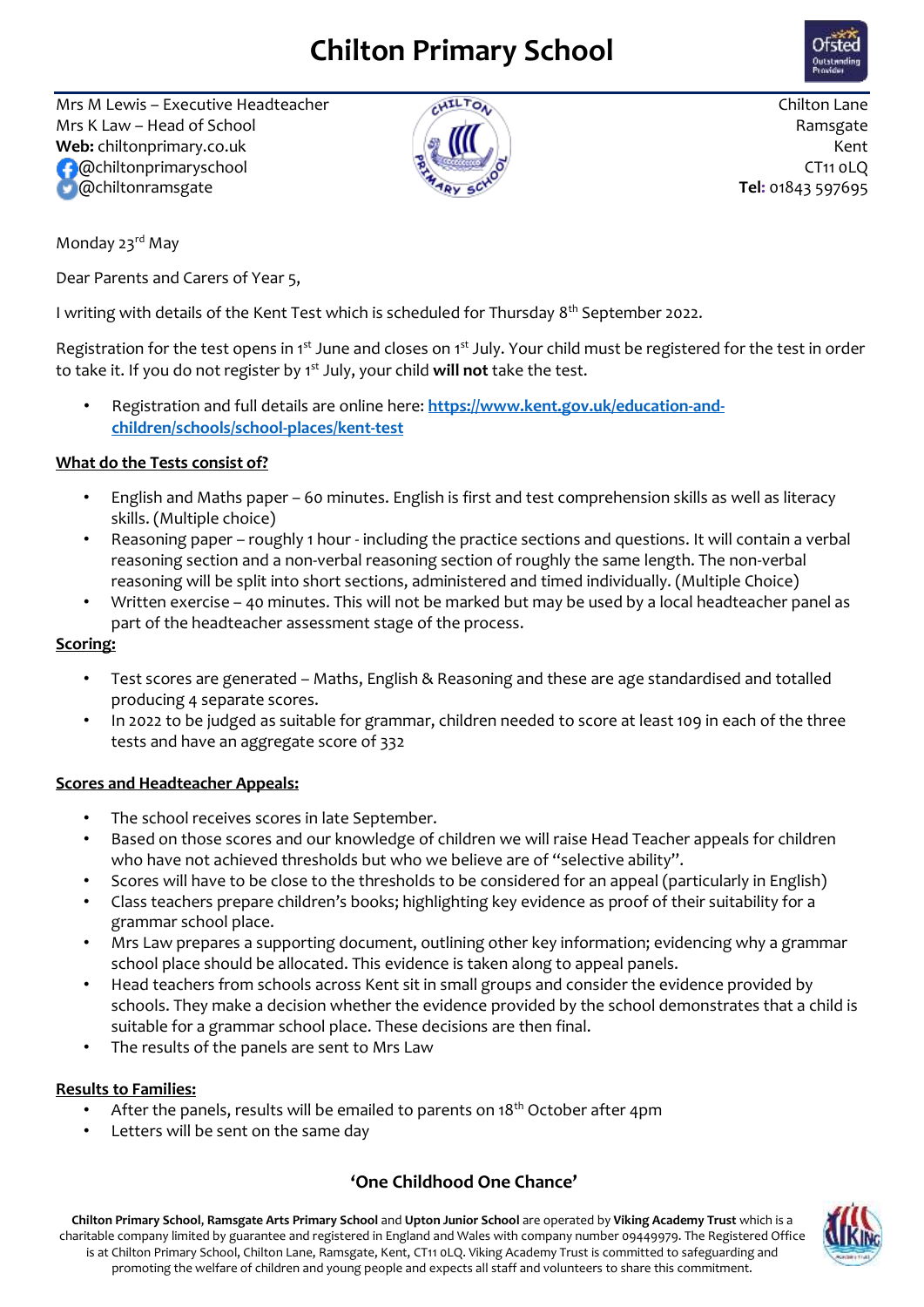# Chilton Primary School

Mrs M Lewis – Executive Headteacher
Mrs K Law – Head of School
**Web:** chiltonprimary.co.uk
@chiltonprimaryschool
@chiltonramsgate

Chilton Lane
Ramsgate
Kent
CT11 0LQ
**Tel:** 01843 597695

Monday 23rd May

Dear Parents and Carers of Year 5,

I writing with details of the Kent Test which is scheduled for Thursday 8th September 2022.

Registration for the test opens in 1st June and closes on 1st July. Your child must be registered for the test in order to take it. If you do not register by 1st July, your child **will not** take the test.

- Registration and full details are online here: **https://www.kent.gov.uk/education-and-children/schools/school-places/kent-test**

**What do the Tests consist of?**

- English and Maths paper – 60 minutes. English is first and test comprehension skills as well as literacy skills. (Multiple choice)
- Reasoning paper – roughly 1 hour - including the practice sections and questions. It will contain a verbal reasoning section and a non-verbal reasoning section of roughly the same length. The non-verbal reasoning will be split into short sections, administered and timed individually. (Multiple Choice)
- Written exercise – 40 minutes. This will not be marked but may be used by a local headteacher panel as part of the headteacher assessment stage of the process.

**Scoring:**

- Test scores are generated – Maths, English & Reasoning and these are age standardised and totalled producing 4 separate scores.
- In 2022 to be judged as suitable for grammar, children needed to score at least 109 in each of the three tests and have an aggregate score of 332

**Scores and Headteacher Appeals:**

- The school receives scores in late September.
- Based on those scores and our knowledge of children we will raise Head Teacher appeals for children who have not achieved thresholds but who we believe are of "selective ability".
- Scores will have to be close to the thresholds to be considered for an appeal (particularly in English)
- Class teachers prepare children's books; highlighting key evidence as proof of their suitability for a grammar school place.
- Mrs Law prepares a supporting document, outlining other key information; evidencing why a grammar school place should be allocated. This evidence is taken along to appeal panels.
- Head teachers from schools across Kent sit in small groups and consider the evidence provided by schools. They make a decision whether the evidence provided by the school demonstrates that a child is suitable for a grammar school place. These decisions are then final.
- The results of the panels are sent to Mrs Law

**Results to Families:**

- After the panels, results will be emailed to parents on 18th October after 4pm
- Letters will be sent on the same day

**'One Childhood One Chance'**

**Chilton Primary School**, **Ramsgate Arts Primary School** and **Upton Junior School** are operated by **Viking Academy Trust** which is a charitable company limited by guarantee and registered in England and Wales with company number 09449979. The Registered Office is at Chilton Primary School, Chilton Lane, Ramsgate, Kent, CT11 0LQ. Viking Academy Trust is committed to safeguarding and promoting the welfare of children and young people and expects all staff and volunteers to share this commitment.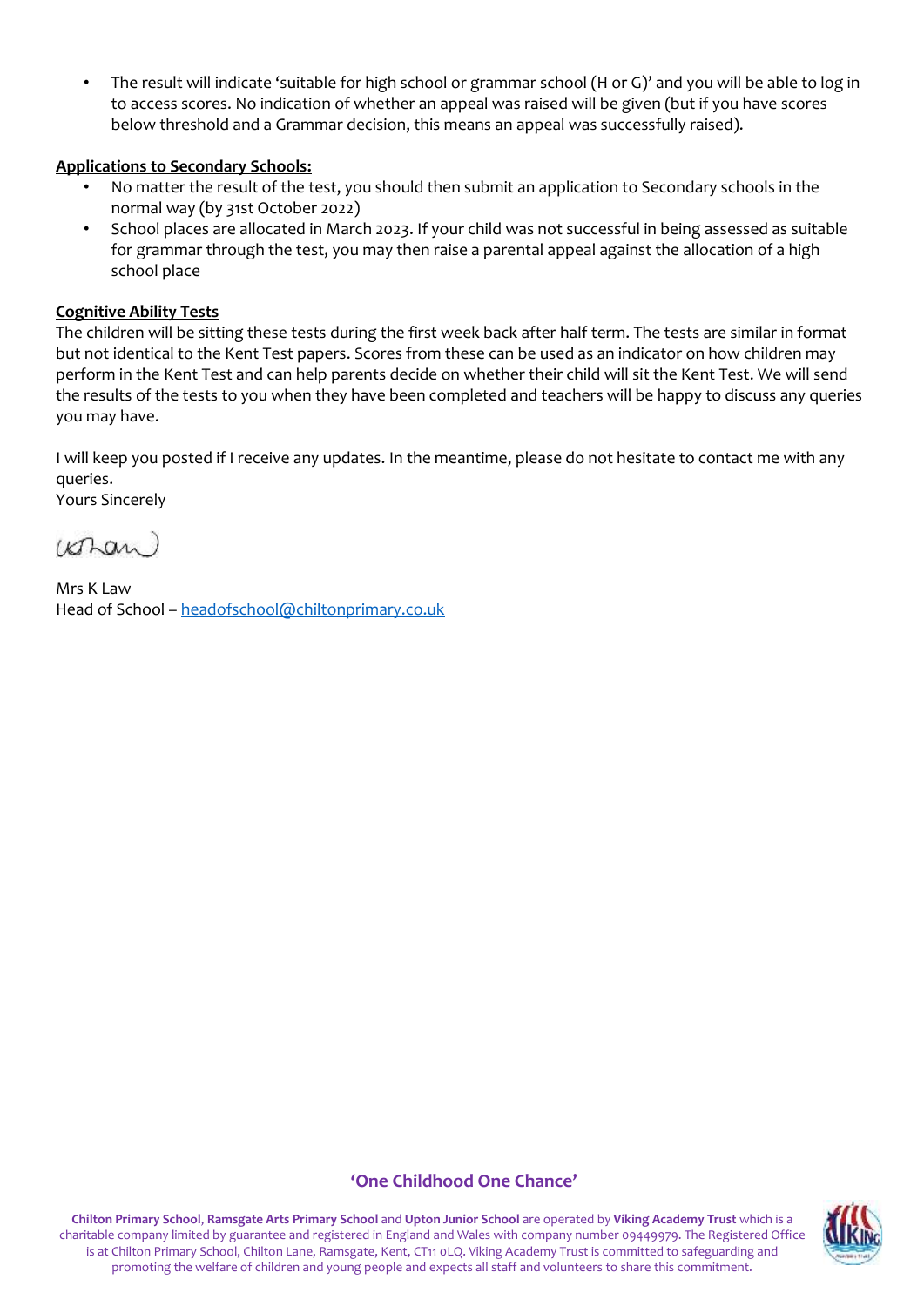- The result will indicate 'suitable for high school or grammar school (H or G)' and you will be able to log in to access scores. No indication of whether an appeal was raised will be given (but if you have scores below threshold and a Grammar decision, this means an appeal was successfully raised).

**Applications to Secondary Schools:**

- No matter the result of the test, you should then submit an application to Secondary schools in the normal way (by 31st October 2022)
- School places are allocated in March 2023. If your child was not successful in being assessed as suitable for grammar through the test, you may then raise a parental appeal against the allocation of a high school place

**Cognitive Ability Tests**

The children will be sitting these tests during the first week back after half term. The tests are similar in format but not identical to the Kent Test papers. Scores from these can be used as an indicator on how children may perform in the Kent Test and can help parents decide on whether their child will sit the Kent Test. We will send the results of the tests to you when they have been completed and teachers will be happy to discuss any queries you may have.

I will keep you posted if I receive any updates. In the meantime, please do not hesitate to contact me with any queries.

Yours Sincerely

Mrs K Law
Head of School – headofschool@chiltonprimary.co.uk

**'One Childhood One Chance'**

**Chilton Primary School**, **Ramsgate Arts Primary School** and **Upton Junior School** are operated by **Viking Academy Trust** which is a charitable company limited by guarantee and registered in England and Wales with company number 09449979. The Registered Office is at Chilton Primary School, Chilton Lane, Ramsgate, Kent, CT11 0LQ. Viking Academy Trust is committed to safeguarding and promoting the welfare of children and young people and expects all staff and volunteers to share this commitment.